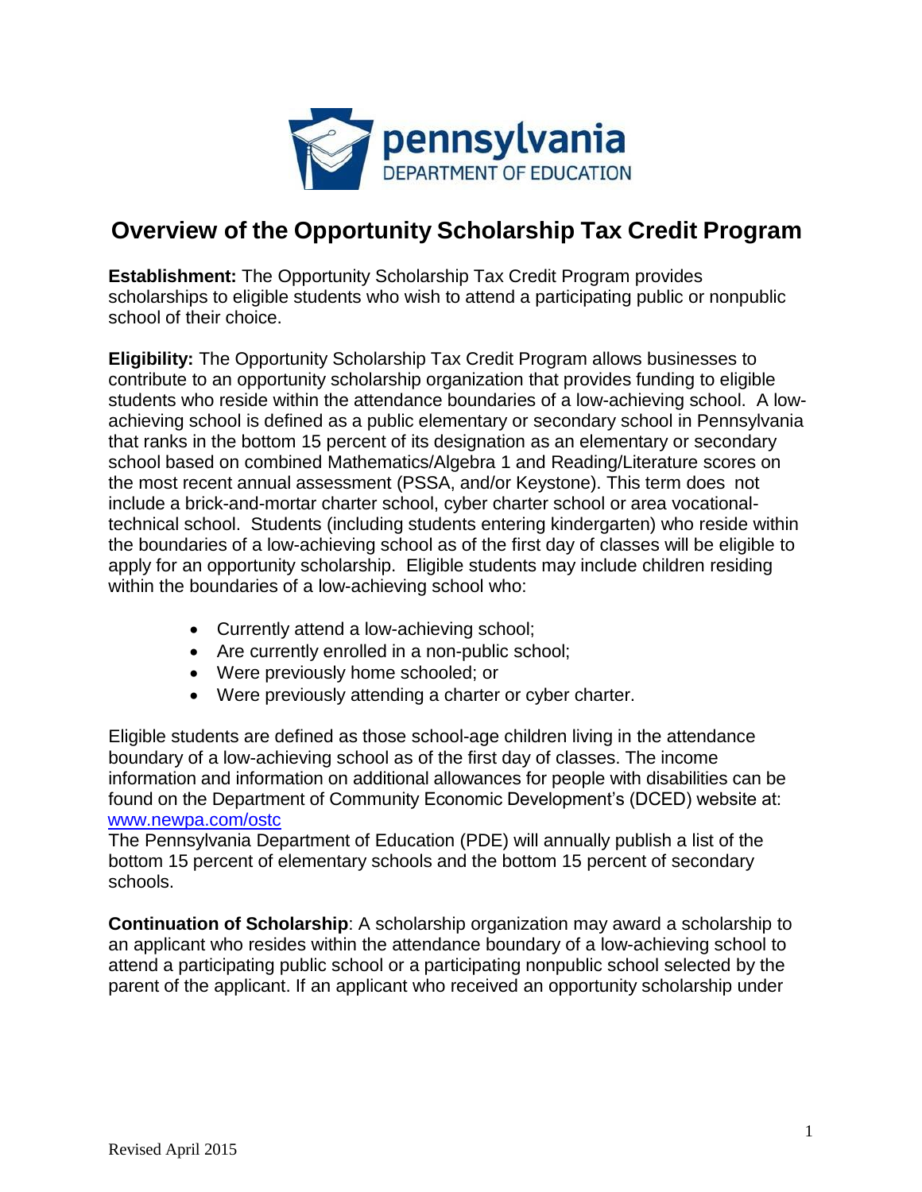pennsylvania
DEPARTMENT OF EDUCATION

# Overview of the Opportunity Scholarship Tax Credit Program

**Establishment:** The Opportunity Scholarship Tax Credit Program provides scholarships to eligible students who wish to attend a participating public or nonpublic school of their choice.

**Eligibility:** The Opportunity Scholarship Tax Credit Program allows businesses to contribute to an opportunity scholarship organization that provides funding to eligible students who reside within the attendance boundaries of a low-achieving school. A low-achieving school is defined as a public elementary or secondary school in Pennsylvania that ranks in the bottom 15 percent of its designation as an elementary or secondary school based on combined Mathematics/Algebra 1 and Reading/Literature scores on the most recent annual assessment (PSSA, and/or Keystone). This term does not include a brick-and-mortar charter school, cyber charter school or area vocational-technical school. Students (including students entering kindergarten) who reside within the boundaries of a low-achieving school as of the first day of classes will be eligible to apply for an opportunity scholarship. Eligible students may include children residing within the boundaries of a low-achieving school who:

- Currently attend a low-achieving school;
- Are currently enrolled in a non-public school;
- Were previously home schooled; or
- Were previously attending a charter or cyber charter.

Eligible students are defined as those school-age children living in the attendance boundary of a low-achieving school as of the first day of classes. The income information and information on additional allowances for people with disabilities can be found on the Department of Community Economic Development's (DCED) website at: [www.newpa.com/ostc](www.newpa.com/ostc)
The Pennsylvania Department of Education (PDE) will annually publish a list of the bottom 15 percent of elementary schools and the bottom 15 percent of secondary schools.

**Continuation of Scholarship**: A scholarship organization may award a scholarship to an applicant who resides within the attendance boundary of a low-achieving school to attend a participating public school or a participating nonpublic school selected by the parent of the applicant. If an applicant who received an opportunity scholarship under

Revised April 2015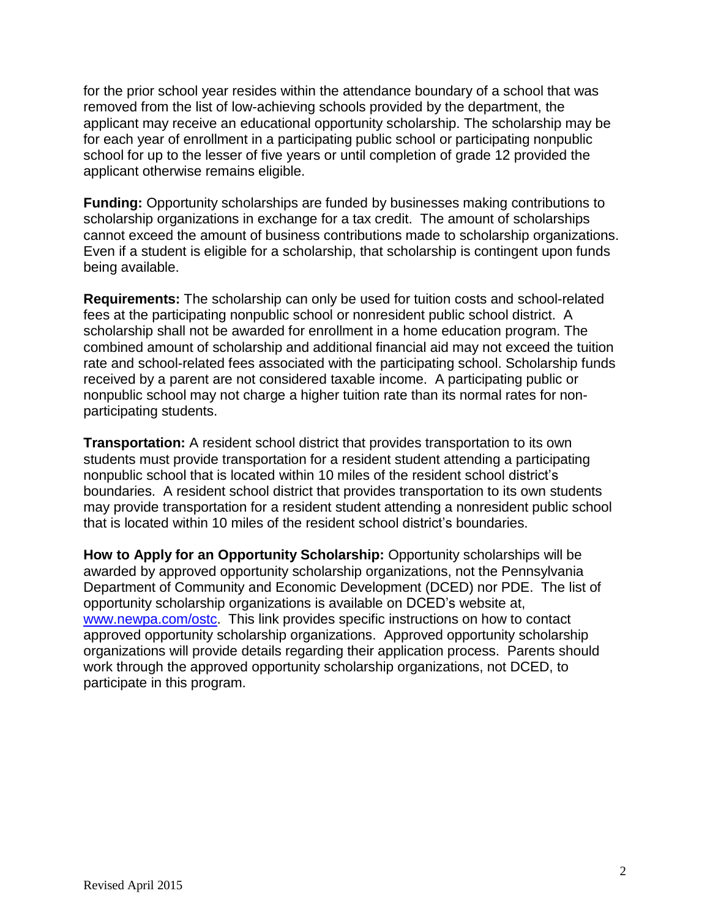for the prior school year resides within the attendance boundary of a school that was removed from the list of low-achieving schools provided by the department, the applicant may receive an educational opportunity scholarship. The scholarship may be for each year of enrollment in a participating public school or participating nonpublic school for up to the lesser of five years or until completion of grade 12 provided the applicant otherwise remains eligible.

**Funding:** Opportunity scholarships are funded by businesses making contributions to scholarship organizations in exchange for a tax credit. The amount of scholarships cannot exceed the amount of business contributions made to scholarship organizations. Even if a student is eligible for a scholarship, that scholarship is contingent upon funds being available.

**Requirements:** The scholarship can only be used for tuition costs and school-related fees at the participating nonpublic school or nonresident public school district. A scholarship shall not be awarded for enrollment in a home education program. The combined amount of scholarship and additional financial aid may not exceed the tuition rate and school-related fees associated with the participating school. Scholarship funds received by a parent are not considered taxable income. A participating public or nonpublic school may not charge a higher tuition rate than its normal rates for non-participating students.

**Transportation:** A resident school district that provides transportation to its own students must provide transportation for a resident student attending a participating nonpublic school that is located within 10 miles of the resident school district's boundaries. A resident school district that provides transportation to its own students may provide transportation for a resident student attending a nonresident public school that is located within 10 miles of the resident school district's boundaries.

**How to Apply for an Opportunity Scholarship:** Opportunity scholarships will be awarded by approved opportunity scholarship organizations, not the Pennsylvania Department of Community and Economic Development (DCED) nor PDE. The list of opportunity scholarship organizations is available on DCED's website at, [www.newpa.com/ostc](http://www.newpa.com/ostc). This link provides specific instructions on how to contact approved opportunity scholarship organizations. Approved opportunity scholarship organizations will provide details regarding their application process. Parents should work through the approved opportunity scholarship organizations, not DCED, to participate in this program.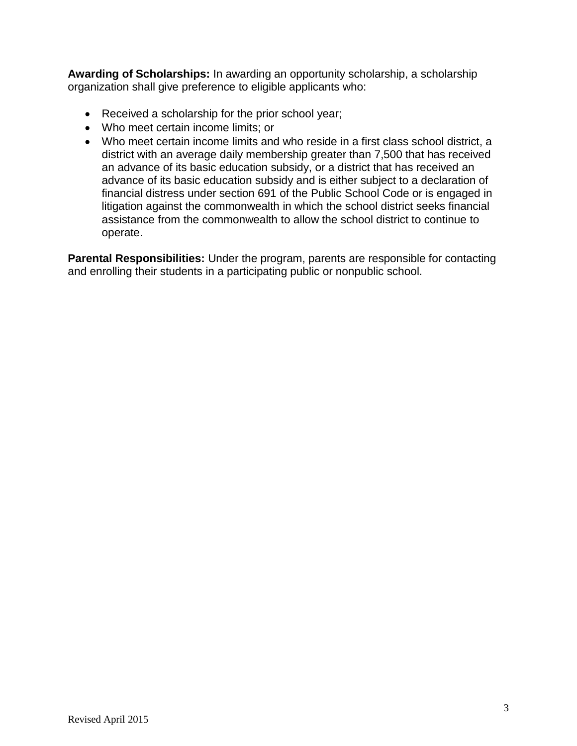**Awarding of Scholarships:** In awarding an opportunity scholarship, a scholarship organization shall give preference to eligible applicants who:

- Received a scholarship for the prior school year;
- Who meet certain income limits; or
- Who meet certain income limits and who reside in a first class school district, a district with an average daily membership greater than 7,500 that has received an advance of its basic education subsidy, or a district that has received an advance of its basic education subsidy and is either subject to a declaration of financial distress under section 691 of the Public School Code or is engaged in litigation against the commonwealth in which the school district seeks financial assistance from the commonwealth to allow the school district to continue to operate.

**Parental Responsibilities:** Under the program, parents are responsible for contacting and enrolling their students in a participating public or nonpublic school.